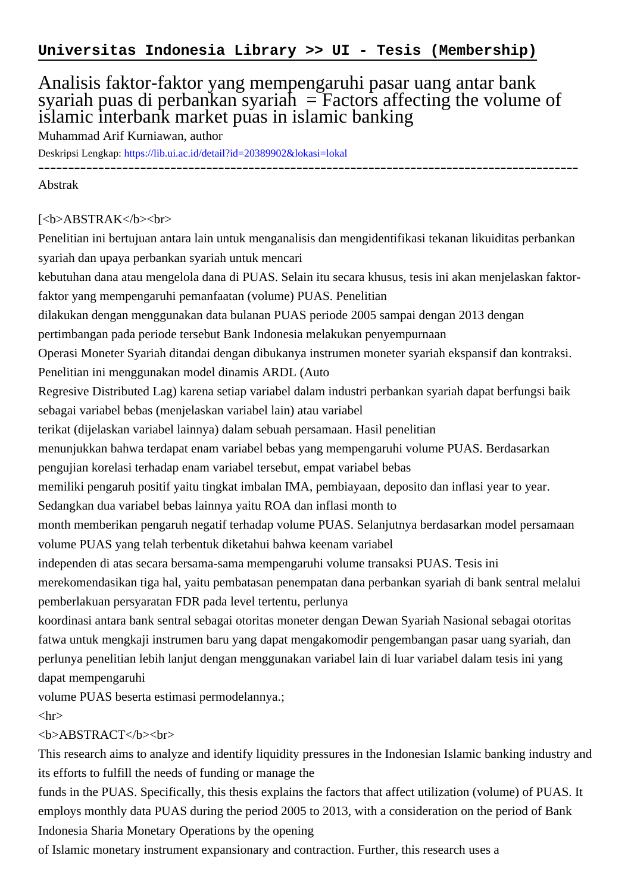**Universitas Indonesia Library >> UI - Tesis (Membership)**

# Analisis faktor-faktor yang mempengaruhi pasar uang antar bank syariah puas di perbankan syariah = Factors affecting the volume of islamic interbank market puas in islamic banking

Muhammad Arif Kurniawan, author

Deskripsi Lengkap: https://lib.ui.ac.id/detail?id=20389902&lokasi=lokal

------------------------------------------------------------------------------------------

Abstrak

[<b>ABSTRAK</b><br>

Penelitian ini bertujuan antara lain untuk menganalisis dan mengidentifikasi tekanan likuiditas perbankan syariah dan upaya perbankan syariah untuk mencari kebutuhan dana atau mengelola dana di PUAS. Selain itu secara khusus, tesis ini akan menjelaskan faktor-faktor yang mempengaruhi pemanfaatan (volume) PUAS. Penelitian dilakukan dengan menggunakan data bulanan PUAS periode 2005 sampai dengan 2013 dengan pertimbangan pada periode tersebut Bank Indonesia melakukan penyempurnaan Operasi Moneter Syariah ditandai dengan dibukanya instrumen moneter syariah ekspansif dan kontraksi. Penelitian ini menggunakan model dinamis ARDL (Auto Regresive Distributed Lag) karena setiap variabel dalam industri perbankan syariah dapat berfungsi baik sebagai variabel bebas (menjelaskan variabel lain) atau variabel terikat (dijelaskan variabel lainnya) dalam sebuah persamaan. Hasil penelitian menunjukkan bahwa terdapat enam variabel bebas yang mempengaruhi volume PUAS. Berdasarkan pengujian korelasi terhadap enam variabel tersebut, empat variabel bebas memiliki pengaruh positif yaitu tingkat imbalan IMA, pembiayaan, deposito dan inflasi year to year. Sedangkan dua variabel bebas lainnya yaitu ROA dan inflasi month to month memberikan pengaruh negatif terhadap volume PUAS. Selanjutnya berdasarkan model persamaan volume PUAS yang telah terbentuk diketahui bahwa keenam variabel independen di atas secara bersama-sama mempengaruhi volume transaksi PUAS. Tesis ini merekomendasikan tiga hal, yaitu pembatasan penempatan dana perbankan syariah di bank sentral melalui pemberlakuan persyaratan FDR pada level tertentu, perlunya koordinasi antara bank sentral sebagai otoritas moneter dengan Dewan Syariah Nasional sebagai otoritas fatwa untuk mengkaji instrumen baru yang dapat mengakomodir pengembangan pasar uang syariah, dan perlunya penelitian lebih lanjut dengan menggunakan variabel lain di luar variabel dalam tesis ini yang dapat mempengaruhi volume PUAS beserta estimasi permodelannya.;

<hr>

<b>ABSTRACT</b><br>

This research aims to analyze and identify liquidity pressures in the Indonesian Islamic banking industry and its efforts to fulfill the needs of funding or manage the funds in the PUAS. Specifically, this thesis explains the factors that affect utilization (volume) of PUAS. It employs monthly data PUAS during the period 2005 to 2013, with a consideration on the period of Bank Indonesia Sharia Monetary Operations by the opening of Islamic monetary instrument expansionary and contraction. Further, this research uses a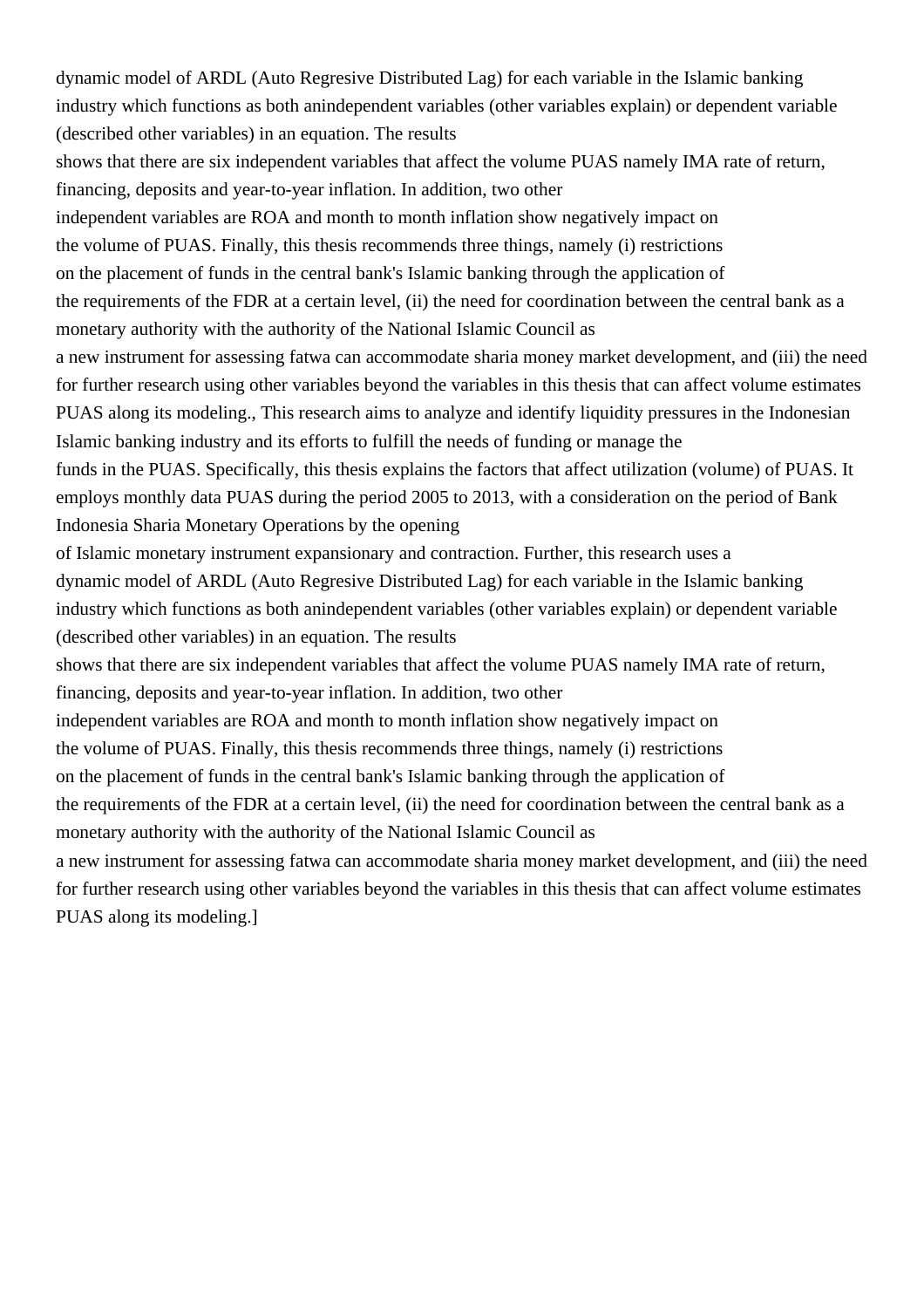dynamic model of ARDL (Auto Regresive Distributed Lag) for each variable in the Islamic banking industry which functions as both anindependent variables (other variables explain) or dependent variable (described other variables) in an equation. The results shows that there are six independent variables that affect the volume PUAS namely IMA rate of return, financing, deposits and year-to-year inflation. In addition, two other independent variables are ROA and month to month inflation show negatively impact on the volume of PUAS. Finally, this thesis recommends three things, namely (i) restrictions on the placement of funds in the central bank's Islamic banking through the application of the requirements of the FDR at a certain level, (ii) the need for coordination between the central bank as a monetary authority with the authority of the National Islamic Council as a new instrument for assessing fatwa can accommodate sharia money market development, and (iii) the need for further research using other variables beyond the variables in this thesis that can affect volume estimates PUAS along its modeling., This research aims to analyze and identify liquidity pressures in the Indonesian Islamic banking industry and its efforts to fulfill the needs of funding or manage the funds in the PUAS. Specifically, this thesis explains the factors that affect utilization (volume) of PUAS. It employs monthly data PUAS during the period 2005 to 2013, with a consideration on the period of Bank Indonesia Sharia Monetary Operations by the opening of Islamic monetary instrument expansionary and contraction. Further, this research uses a dynamic model of ARDL (Auto Regresive Distributed Lag) for each variable in the Islamic banking industry which functions as both anindependent variables (other variables explain) or dependent variable (described other variables) in an equation. The results shows that there are six independent variables that affect the volume PUAS namely IMA rate of return, financing, deposits and year-to-year inflation. In addition, two other independent variables are ROA and month to month inflation show negatively impact on the volume of PUAS. Finally, this thesis recommends three things, namely (i) restrictions on the placement of funds in the central bank's Islamic banking through the application of the requirements of the FDR at a certain level, (ii) the need for coordination between the central bank as a monetary authority with the authority of the National Islamic Council as a new instrument for assessing fatwa can accommodate sharia money market development, and (iii) the need for further research using other variables beyond the variables in this thesis that can affect volume estimates PUAS along its modeling.]